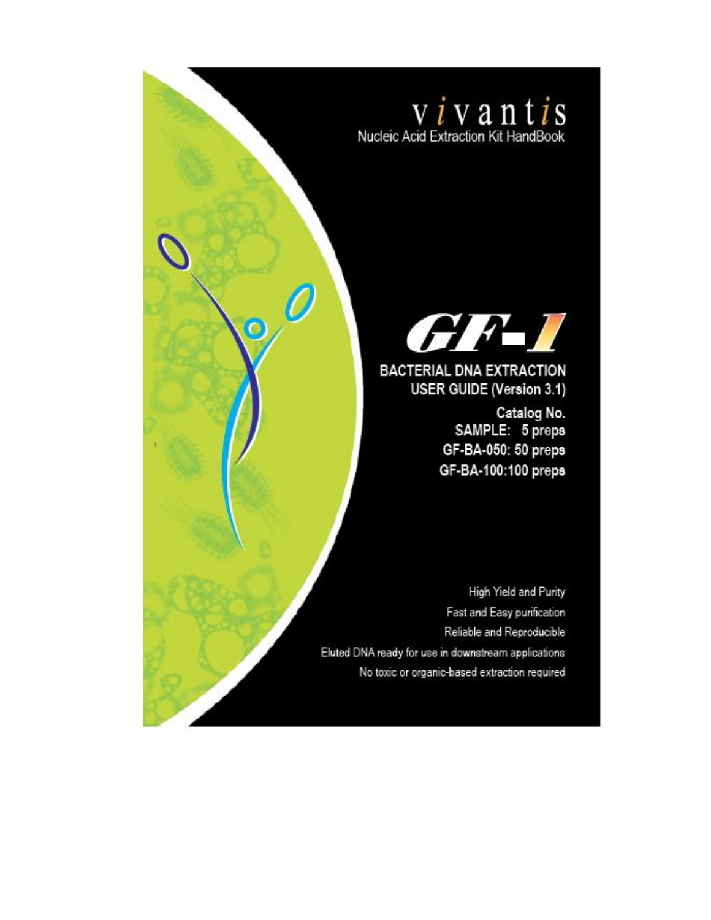# vivantis

Nucleic Acid Extraction Kit HandBook

# GF-1

## BACTERIAL DNA EXTRACTION USER GUIDE (Version 3.1)

**Catalog No.**

**SAMPLE: 5 preps**

**GF-BA-050: 50 preps**

**GF-BA-100:100 preps**

High Yield and Purity

Fast and Easy purification

Reliable and Reproducible

Eluted DNA ready for use in downstream applications

No toxic or organic-based extraction required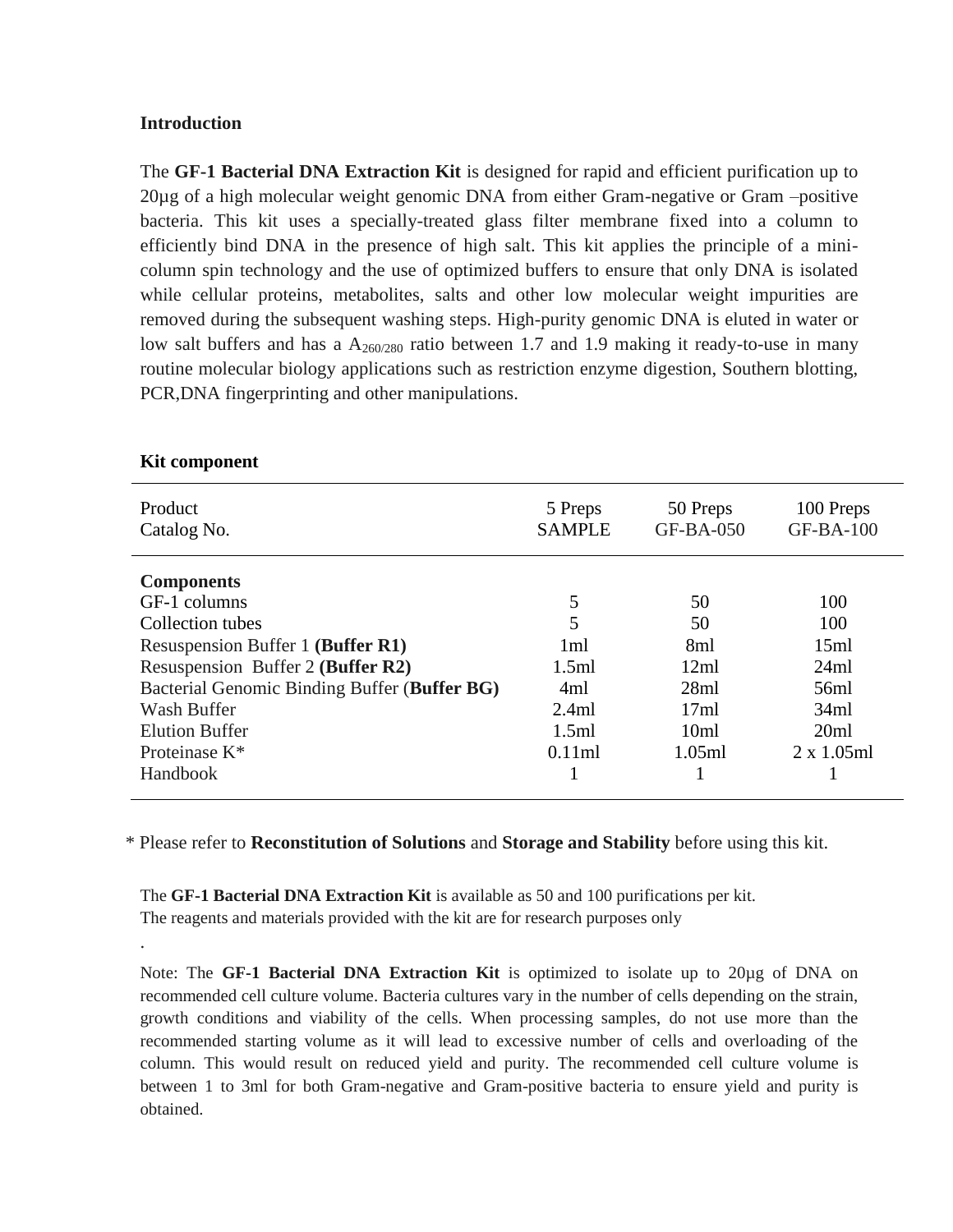**Introduction**

The **GF-1 Bacterial DNA Extraction Kit** is designed for rapid and efficient purification up to 20µg of a high molecular weight genomic DNA from either Gram-negative or Gram –positive bacteria. This kit uses a specially-treated glass filter membrane fixed into a column to efficiently bind DNA in the presence of high salt. This kit applies the principle of a mini-column spin technology and the use of optimized buffers to ensure that only DNA is isolated while cellular proteins, metabolites, salts and other low molecular weight impurities are removed during the subsequent washing steps. High-purity genomic DNA is eluted in water or low salt buffers and has a $A_{260/280}$ ratio between 1.7 and 1.9 making it ready-to-use in many routine molecular biology applications such as restriction enzyme digestion, Southern blotting, PCR,DNA fingerprinting and other manipulations.

**Kit component**

| Product<br>Catalog No. | 5 Preps<br>SAMPLE | 50 Preps<br>GF-BA-050 | 100 Preps<br>GF-BA-100 |
|---|---|---|---|
| **Components** | | | |
| GF-1 columns | 5 | 50 | 100 |
| Collection tubes | 5 | 50 | 100 |
| Resuspension Buffer 1 **(Buffer R1)** | 1ml | 8ml | 15ml |
| Resuspension Buffer 2 **(Buffer R2)** | 1.5ml | 12ml | 24ml |
| Bacterial Genomic Binding Buffer (**Buffer BG)** | 4ml | 28ml | 56ml |
| Wash Buffer | 2.4ml | 17ml | 34ml |
| Elution Buffer | 1.5ml | 10ml | 20ml |
| Proteinase K* | 0.11ml | 1.05ml | 2 x 1.05ml |
| Handbook | 1 | 1 | 1 |

\* Please refer to **Reconstitution of Solutions** and **Storage and Stability** before using this kit.

The **GF-1 Bacterial DNA Extraction Kit** is available as 50 and 100 purifications per kit.
The reagents and materials provided with the kit are for research purposes only

.

Note: The **GF-1 Bacterial DNA Extraction Kit** is optimized to isolate up to 20µg of DNA on recommended cell culture volume. Bacteria cultures vary in the number of cells depending on the strain, growth conditions and viability of the cells. When processing samples, do not use more than the recommended starting volume as it will lead to excessive number of cells and overloading of the column. This would result on reduced yield and purity. The recommended cell culture volume is between 1 to 3ml for both Gram-negative and Gram-positive bacteria to ensure yield and purity is obtained.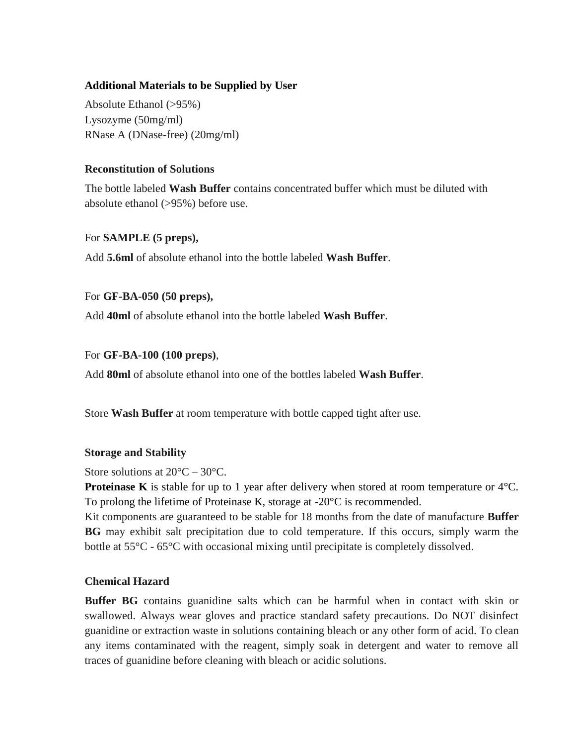### Additional Materials to be Supplied by User

Absolute Ethanol (>95%)
Lysozyme (50mg/ml)
RNase A (DNase-free) (20mg/ml)

### Reconstitution of Solutions

The bottle labeled **Wash Buffer** contains concentrated buffer which must be diluted with absolute ethanol (>95%) before use.

For **SAMPLE (5 preps),**

Add **5.6ml** of absolute ethanol into the bottle labeled **Wash Buffer**.

For **GF-BA-050 (50 preps),**

Add **40ml** of absolute ethanol into the bottle labeled **Wash Buffer**.

For **GF-BA-100 (100 preps)**,

Add **80ml** of absolute ethanol into one of the bottles labeled **Wash Buffer**.

Store **Wash Buffer** at room temperature with bottle capped tight after use.

### Storage and Stability

Store solutions at 20°C – 30°C.
**Proteinase K** is stable for up to 1 year after delivery when stored at room temperature or 4°C. To prolong the lifetime of Proteinase K, storage at -20°C is recommended.
Kit components are guaranteed to be stable for 18 months from the date of manufacture **Buffer BG** may exhibit salt precipitation due to cold temperature. If this occurs, simply warm the bottle at 55°C - 65°C with occasional mixing until precipitate is completely dissolved.

### Chemical Hazard

**Buffer BG** contains guanidine salts which can be harmful when in contact with skin or swallowed. Always wear gloves and practice standard safety precautions. Do NOT disinfect guanidine or extraction waste in solutions containing bleach or any other form of acid. To clean any items contaminated with the reagent, simply soak in detergent and water to remove all traces of guanidine before cleaning with bleach or acidic solutions.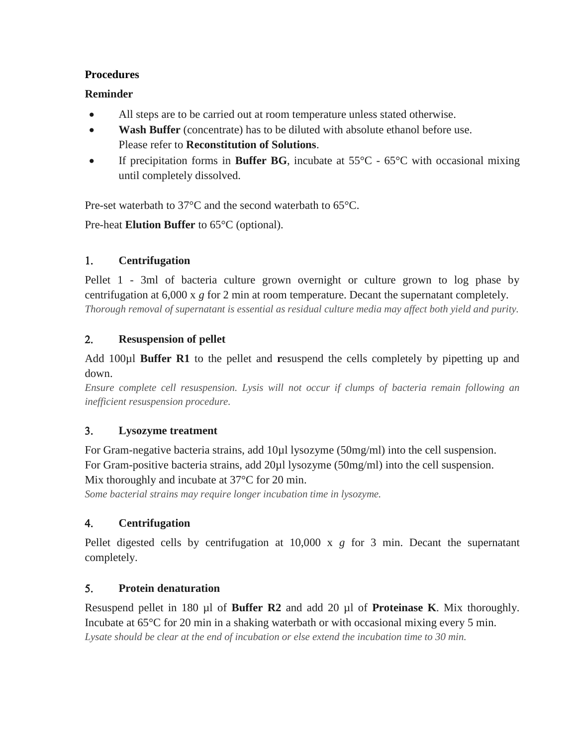**Procedures**

**Reminder**

- All steps are to be carried out at room temperature unless stated otherwise.
- **Wash Buffer** (concentrate) has to be diluted with absolute ethanol before use. Please refer to **Reconstitution of Solutions**.
- If precipitation forms in **Buffer BG**, incubate at 55°C - 65°C with occasional mixing until completely dissolved.

Pre-set waterbath to 37°C and the second waterbath to 65°C.

Pre-heat **Elution Buffer** to 65°C (optional).

1. **Centrifugation**

Pellet 1 - 3ml of bacteria culture grown overnight or culture grown to log phase by centrifugation at 6,000 x *g* for 2 min at room temperature. Decant the supernatant completely.
*Thorough removal of supernatant is essential as residual culture media may affect both yield and purity.*

2. **Resuspension of pellet**

Add 100µl **Buffer R1** to the pellet and **r**esuspend the cells completely by pipetting up and down.
*Ensure complete cell resuspension. Lysis will not occur if clumps of bacteria remain following an inefficient resuspension procedure.*

3. **Lysozyme treatment**

For Gram-negative bacteria strains, add 10µl lysozyme (50mg/ml) into the cell suspension.
For Gram-positive bacteria strains, add 20µl lysozyme (50mg/ml) into the cell suspension.
Mix thoroughly and incubate at 37°C for 20 min.
*Some bacterial strains may require longer incubation time in lysozyme.*

4. **Centrifugation**

Pellet digested cells by centrifugation at 10,000 x *g* for 3 min. Decant the supernatant completely.

5. **Protein denaturation**

Resuspend pellet in 180 µl of **Buffer R2** and add 20 µl of **Proteinase K**. Mix thoroughly. Incubate at 65°C for 20 min in a shaking waterbath or with occasional mixing every 5 min.
*Lysate should be clear at the end of incubation or else extend the incubation time to 30 min.*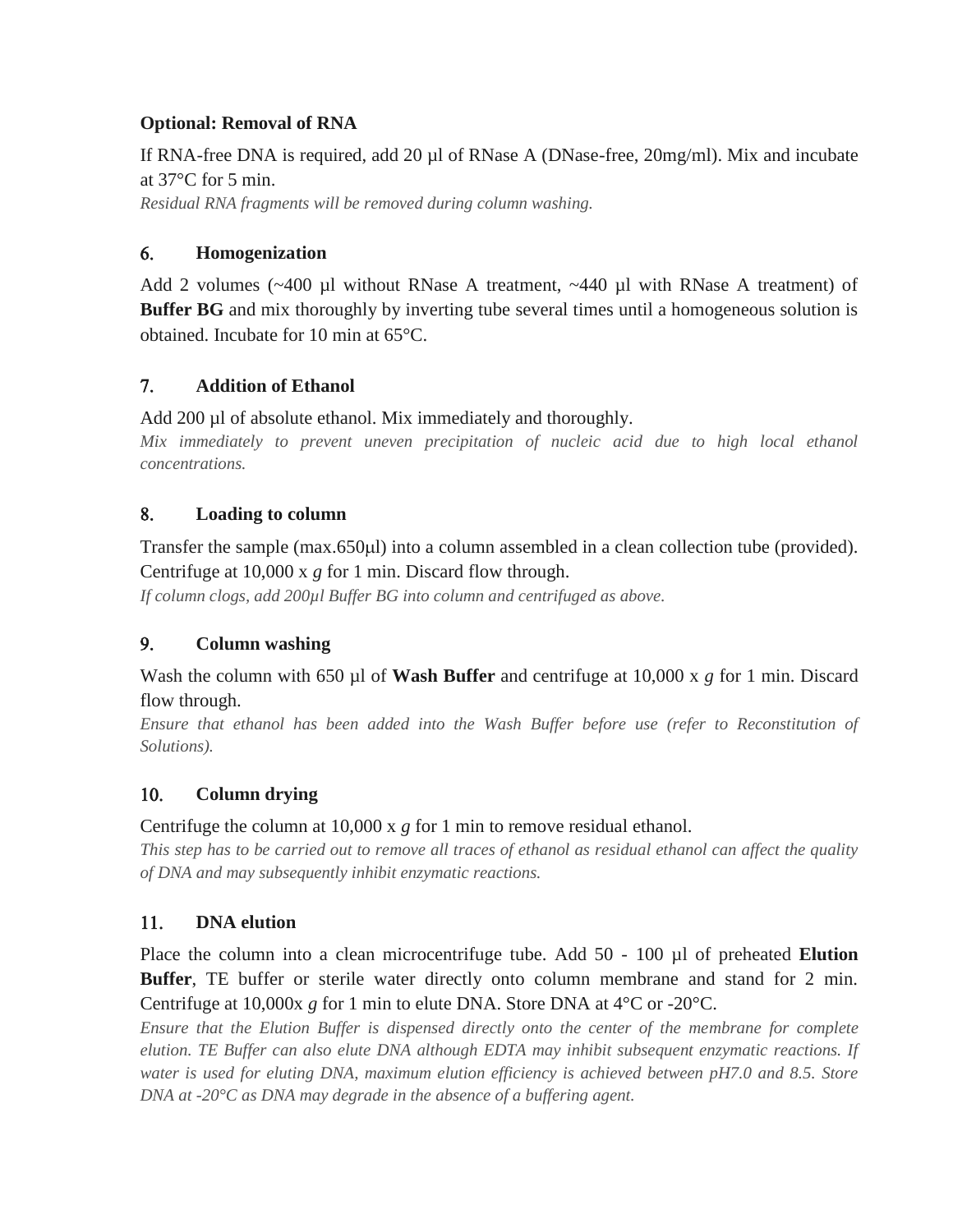**Optional: Removal of RNA**

If RNA-free DNA is required, add 20 µl of RNase A (DNase-free, 20mg/ml). Mix and incubate at 37°C for 5 min.

*Residual RNA fragments will be removed during column washing.*

### 6. Homogenization

Add 2 volumes (~400 µl without RNase A treatment, ~440 µl with RNase A treatment) of **Buffer BG** and mix thoroughly by inverting tube several times until a homogeneous solution is obtained. Incubate for 10 min at 65°C.

### 7. Addition of Ethanol

Add 200 µl of absolute ethanol. Mix immediately and thoroughly.

*Mix immediately to prevent uneven precipitation of nucleic acid due to high local ethanol concentrations.*

### 8. Loading to column

Transfer the sample (max.650µl) into a column assembled in a clean collection tube (provided). Centrifuge at 10,000 x *g* for 1 min. Discard flow through.

*If column clogs, add 200µl Buffer BG into column and centrifuged as above.*

### 9. Column washing

Wash the column with 650 µl of **Wash Buffer** and centrifuge at 10,000 x *g* for 1 min. Discard flow through.

*Ensure that ethanol has been added into the Wash Buffer before use (refer to Reconstitution of Solutions).*

### 10. Column drying

Centrifuge the column at 10,000 x *g* for 1 min to remove residual ethanol.

*This step has to be carried out to remove all traces of ethanol as residual ethanol can affect the quality of DNA and may subsequently inhibit enzymatic reactions.*

### 11. DNA elution

Place the column into a clean microcentrifuge tube. Add 50 - 100 µl of preheated **Elution Buffer**, TE buffer or sterile water directly onto column membrane and stand for 2 min. Centrifuge at 10,000x *g* for 1 min to elute DNA. Store DNA at 4°C or -20°C.

*Ensure that the Elution Buffer is dispensed directly onto the center of the membrane for complete elution. TE Buffer can also elute DNA although EDTA may inhibit subsequent enzymatic reactions. If water is used for eluting DNA, maximum elution efficiency is achieved between pH7.0 and 8.5. Store DNA at -20°C as DNA may degrade in the absence of a buffering agent.*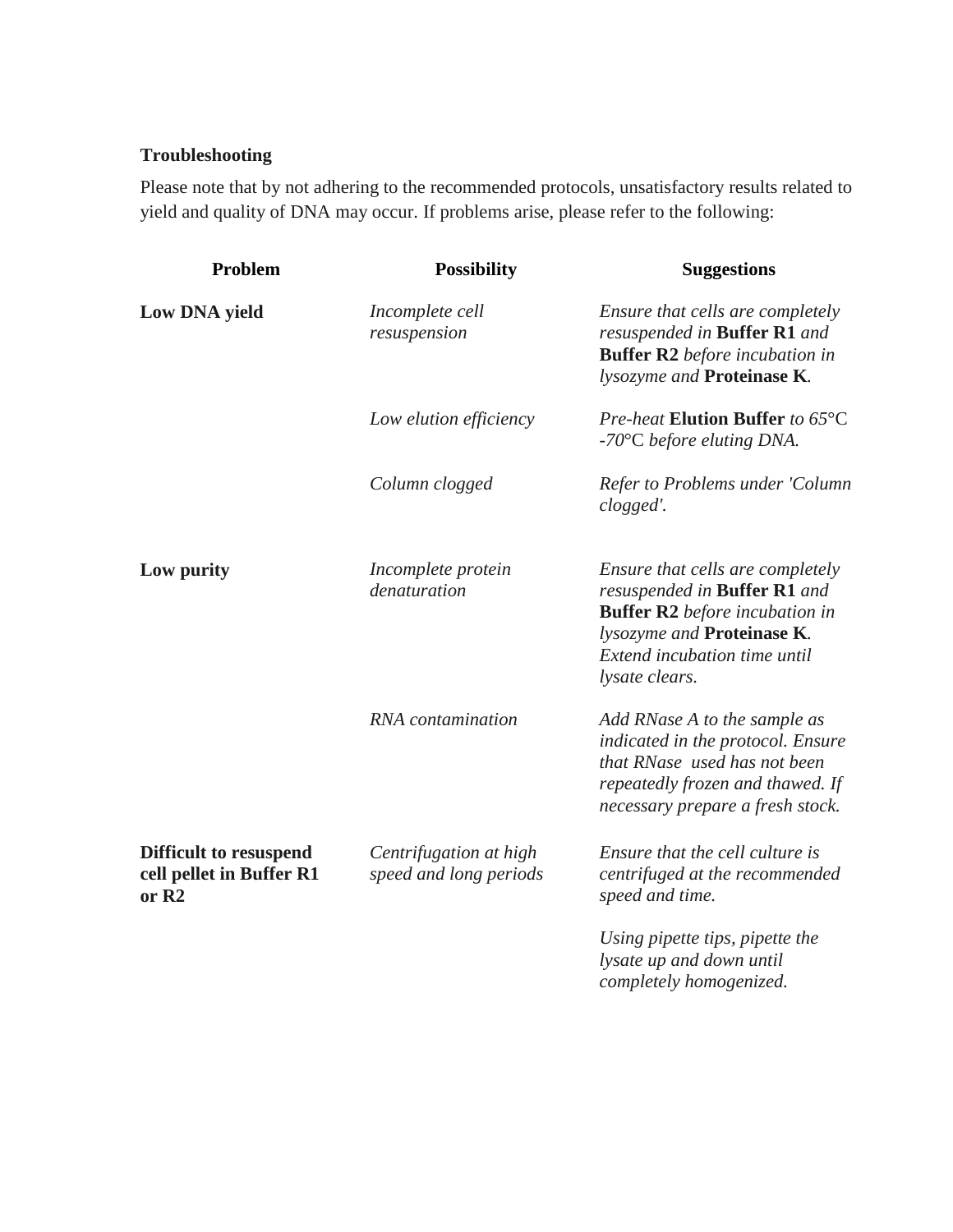**Troubleshooting**

Please note that by not adhering to the recommended protocols, unsatisfactory results related to yield and quality of DNA may occur. If problems arise, please refer to the following:

| Problem | Possibility | Suggestions |
|---|---|---|
| **Low DNA yield** | *Incomplete cell resuspension* | *Ensure that cells are completely resuspended in* **Buffer R1** *and* **Buffer R2** *before incubation in lysozyme and* **Proteinase K***.* |
| | *Low elution efficiency* | *Pre-heat* **Elution Buffer** *to 65°*C *-70°*C *before eluting DNA.* |
| | *Column clogged* | *Refer to Problems under 'Column clogged'.* |
| **Low purity** | *Incomplete protein denaturation* | *Ensure that cells are completely resuspended in* **Buffer R1** *and* **Buffer R2** *before incubation in lysozyme and* **Proteinase K***. Extend incubation time until lysate clears.* |
| | *RNA contamination* | *Add RNase A to the sample as indicated in the protocol. Ensure that RNase used has not been repeatedly frozen and thawed. If necessary prepare a fresh stock.* |
| **Difficult to resuspend cell pellet in Buffer R1 or R2** | *Centrifugation at high speed and long periods* | *Ensure that the cell culture is centrifuged at the recommended speed and time.* |
| | | *Using pipette tips, pipette the lysate up and down until completely homogenized.* |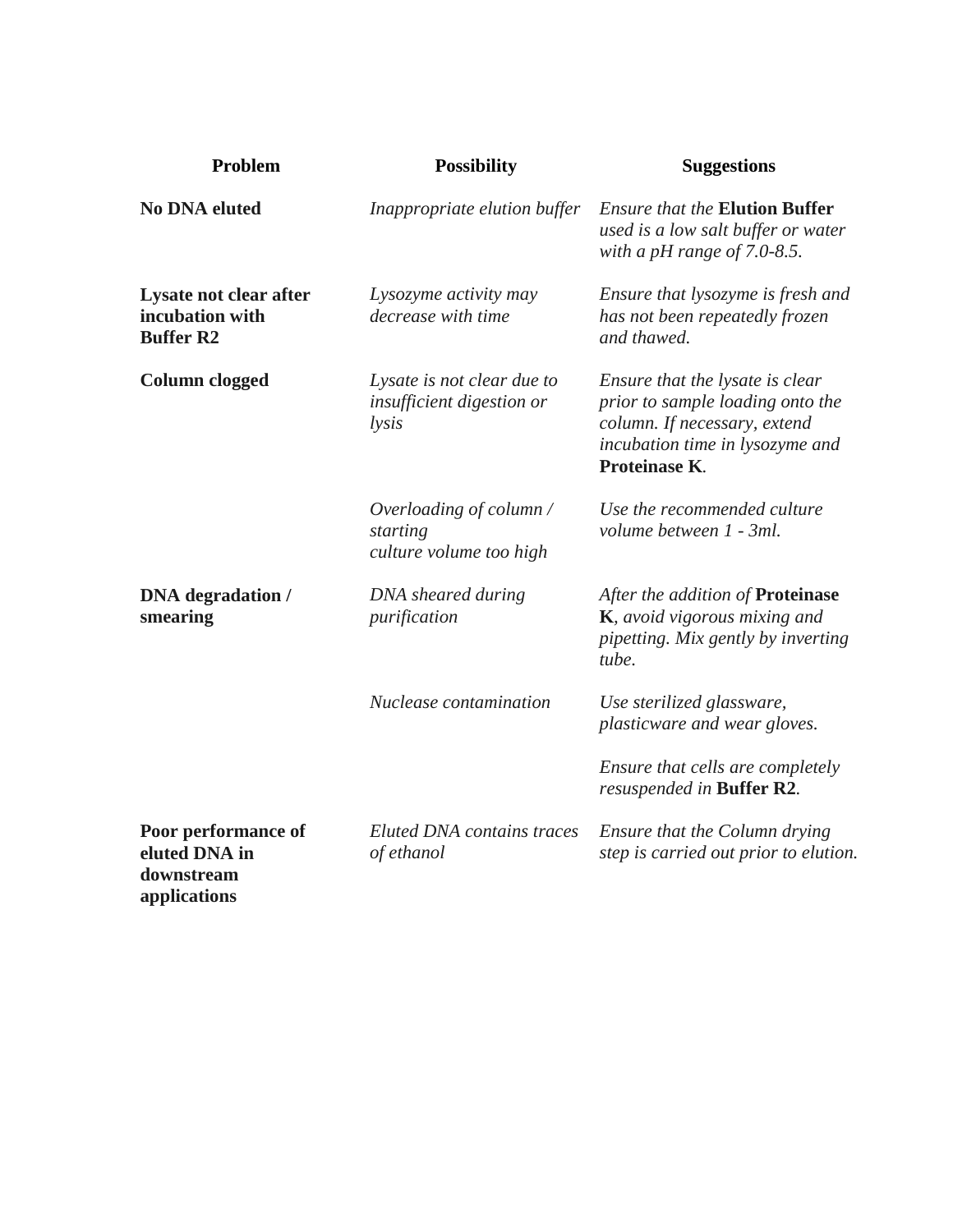| Problem | Possibility | Suggestions |
|---|---|---|
| **No DNA eluted** | *Inappropriate elution buffer* | *Ensure that the* **Elution Buffer** *used is a low salt buffer or water with a pH range of 7.0-8.5.* |
| **Lysate not clear after incubation with Buffer R2** | *Lysozyme activity may decrease with time* | *Ensure that lysozyme is fresh and has not been repeatedly frozen and thawed.* |
| **Column clogged** | *Lysate is not clear due to insufficient digestion or lysis* | *Ensure that the lysate is clear prior to sample loading onto the column. If necessary, extend incubation time in lysozyme and* **Proteinase K**. |
| | *Overloading of column / starting culture volume too high* | *Use the recommended culture volume between 1 - 3ml.* |
| **DNA degradation / smearing** | *DNA sheared during purification* | *After the addition of* **Proteinase K**, *avoid vigorous mixing and pipetting. Mix gently by inverting tube.* |
| | *Nuclease contamination* | *Use sterilized glassware, plasticware and wear gloves.* <br><br> *Ensure that cells are completely resuspended in* **Buffer R2**. |
| **Poor performance of eluted DNA in downstream applications** | *Eluted DNA contains traces of ethanol* | *Ensure that the Column drying step is carried out prior to elution.* |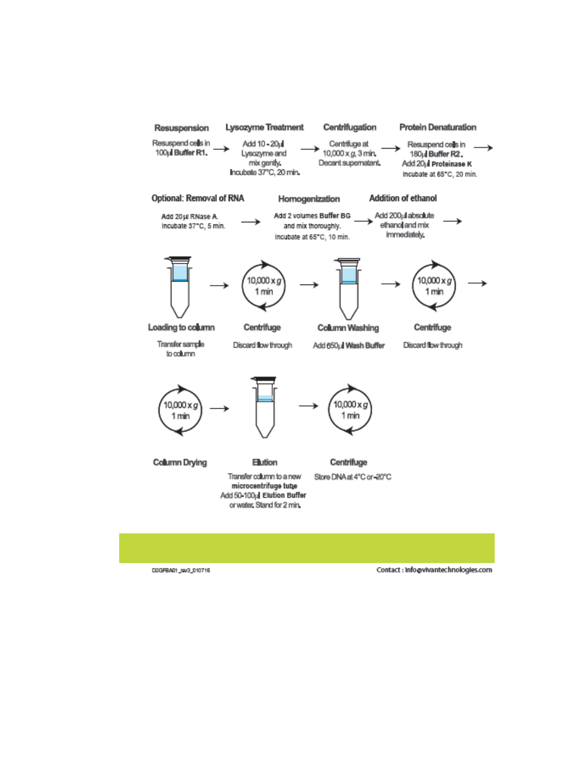**Resuspension**
Resuspend cells in 100µl **Buffer R1.**

→

**Lysozyme Treatment**
Add 10 - 20µl Lysozyme and mix gently. Incubate 37°C, 20 min.

→

**Centrifugation**
Centrifuge at 10,000 x *g*, 3 min. Decant supernatant.

→

**Protein Denaturation**
Resuspend cells in 180µl **Buffer R2.** Add 20µl **Proteinase K** Incubate at 65°C, 20 min.

→

**Optional: Removal of RNA**
Add 20µl RNase A. Incubate 37°C, 5 min.

→

**Homogenization**
Add 2 volumes **Buffer BG** and mix thoroughly. Incubate at 65°C, 10 min.

→

**Addition of ethanol**
Add 200µl absolute ethanol and mix immediately.

→

**Loading to column**
Transfer sample to column

→

10,000 x *g* 1 min
**Centrifuge**
Discard flow through

→

**Column Washing**
Add 650µl **Wash Buffer**

→

10,000 x *g* 1 min
**Centrifuge**
Discard flow through

→

10,000 x *g* 1 min
**Column Drying**

→

**Elution**
Transfer column to a new **microcentrifuge tube** Add 50-100µl **Elution Buffer** or water. Stand for 2 min.

→

10,000 x *g* 1 min
**Centrifuge**
Store DNA at 4°C or -20°C

DSGFBA01_rev3_010716

Contact : info@vivantechnologies.com